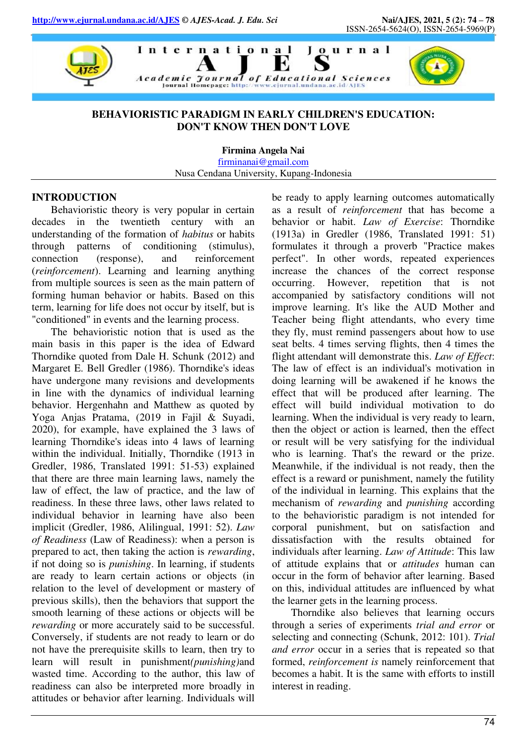# BEHAVIORISTIC PARADIGM IN EARLY CHILDREN'S EDUCATION: DON'T KNOW THEN DON'T LOVE

**Firmina Angela Nai**
firminanai@gmail.com
Nusa Cendana University, Kupang-Indonesia

## INTRODUCTION

Behavioristic theory is very popular in certain decades in the twentieth century with an understanding of the formation of *habitus* or habits through patterns of conditioning (stimulus), connection (response), and reinforcement (*reinforcement*). Learning and learning anything from multiple sources is seen as the main pattern of forming human behavior or habits. Based on this term, learning for life does not occur by itself, but is "conditioned" in events and the learning process.

The behavioristic notion that is used as the main basis in this paper is the idea of Edward Thorndike quoted from Dale H. Schunk (2012) and Margaret E. Bell Gredler (1986). Thorndike's ideas have undergone many revisions and developments in line with the dynamics of individual learning behavior. Hergenhahn and Matthew as quoted by Yoga Anjas Pratama, (2019 in Fajil & Suyadi, 2020), for example, have explained the 3 laws of learning Thorndike's ideas into 4 laws of learning within the individual. Initially, Thorndike (1913 in Gredler, 1986, Translated 1991: 51-53) explained that there are three main learning laws, namely the law of effect, the law of practice, and the law of readiness. In these three laws, other laws related to individual behavior in learning have also been implicit (Gredler, 1986, Alilingual, 1991: 52). *Law of Readiness* (Law of Readiness): when a person is prepared to act, then taking the action is *rewarding*, if not doing so is *punishing*. In learning, if students are ready to learn certain actions or objects (in relation to the level of development or mastery of previous skills), then the behaviors that support the smooth learning of these actions or objects will be *rewarding* or more accurately said to be successful. Conversely, if students are not ready to learn or do not have the prerequisite skills to learn, then try to learn will result in punishment*(punishing)*and wasted time. According to the author, this law of readiness can also be interpreted more broadly in attitudes or behavior after learning. Individuals will be ready to apply learning outcomes automatically as a result of *reinforcement* that has become a behavior or habit. *Law of Exercise*: Thorndike (1913a) in Gredler (1986, Translated 1991: 51) formulates it through a proverb "Practice makes perfect". In other words, repeated experiences increase the chances of the correct response occurring. However, repetition that is not accompanied by satisfactory conditions will not improve learning. It's like the AUD Mother and Teacher being flight attendants, who every time they fly, must remind passengers about how to use seat belts. 4 times serving flights, then 4 times the flight attendant will demonstrate this. *Law of Effect*: The law of effect is an individual's motivation in doing learning will be awakened if he knows the effect that will be produced after learning. The effect will build individual motivation to do learning. When the individual is very ready to learn, then the object or action is learned, then the effect or result will be very satisfying for the individual who is learning. That's the reward or the prize. Meanwhile, if the individual is not ready, then the effect is a reward or punishment, namely the futility of the individual in learning. This explains that the mechanism of *rewarding* and *punishing* according to the behavioristic paradigm is not intended for corporal punishment, but on satisfaction and dissatisfaction with the results obtained for individuals after learning. *Law of Attitude*: This law of attitude explains that or *attitudes* human can occur in the form of behavior after learning. Based on this, individual attitudes are influenced by what the learner gets in the learning process.

Thorndike also believes that learning occurs through a series of experiments *trial and error* or selecting and connecting (Schunk, 2012: 101). *Trial and error* occur in a series that is repeated so that formed, *reinforcement is* namely reinforcement that becomes a habit. It is the same with efforts to instill interest in reading.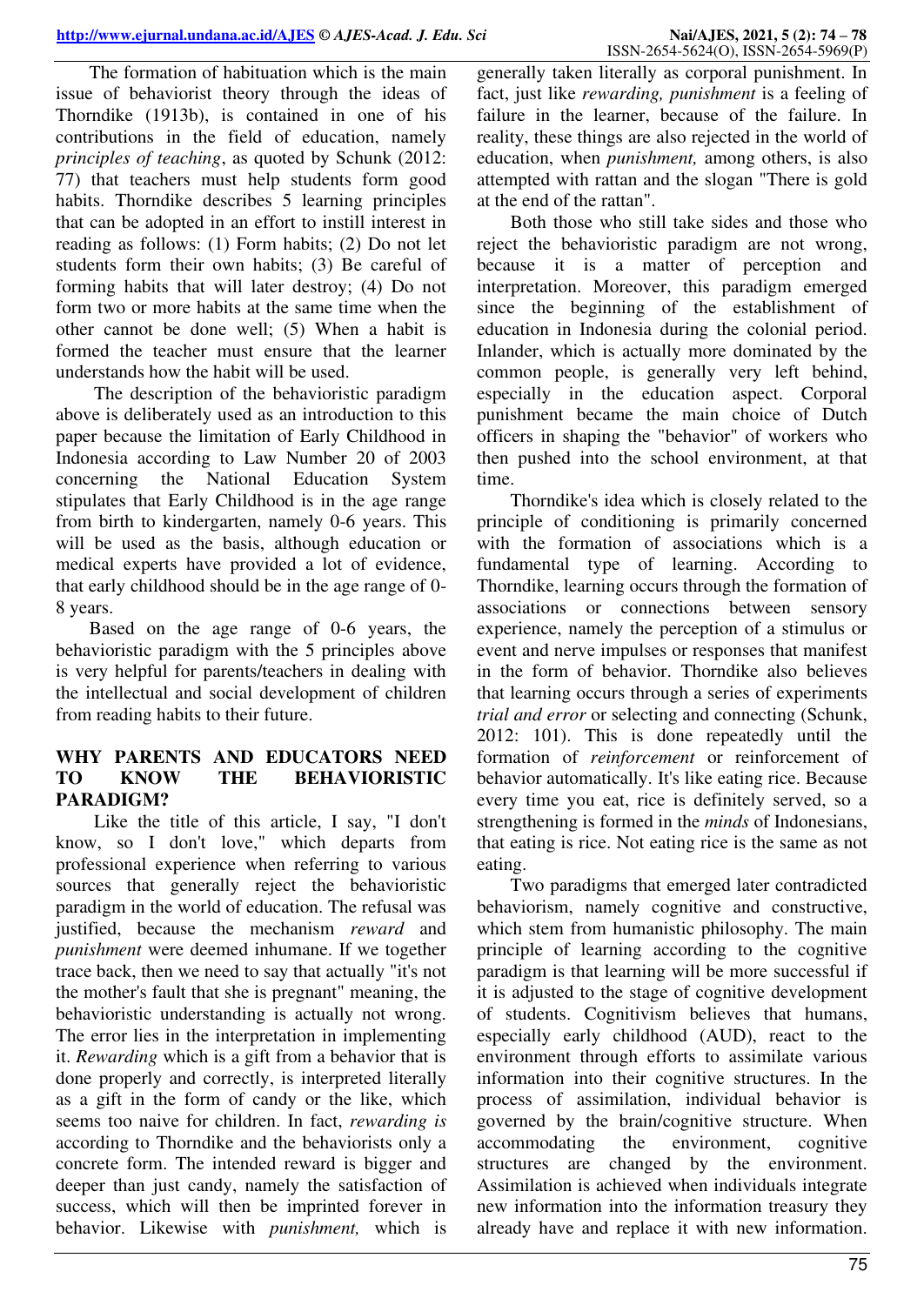The formation of habituation which is the main issue of behaviorist theory through the ideas of Thorndike (1913b), is contained in one of his contributions in the field of education, namely *principles of teaching*, as quoted by Schunk (2012: 77) that teachers must help students form good habits. Thorndike describes 5 learning principles that can be adopted in an effort to instill interest in reading as follows: (1) Form habits; (2) Do not let students form their own habits; (3) Be careful of forming habits that will later destroy; (4) Do not form two or more habits at the same time when the other cannot be done well; (5) When a habit is formed the teacher must ensure that the learner understands how the habit will be used.

The description of the behavioristic paradigm above is deliberately used as an introduction to this paper because the limitation of Early Childhood in Indonesia according to Law Number 20 of 2003 concerning the National Education System stipulates that Early Childhood is in the age range from birth to kindergarten, namely 0-6 years. This will be used as the basis, although education or medical experts have provided a lot of evidence, that early childhood should be in the age range of 0-8 years.

Based on the age range of 0-6 years, the behavioristic paradigm with the 5 principles above is very helpful for parents/teachers in dealing with the intellectual and social development of children from reading habits to their future.

## WHY PARENTS AND EDUCATORS NEED TO KNOW THE BEHAVIORISTIC PARADIGM?

Like the title of this article, I say, "I don't know, so I don't love," which departs from professional experience when referring to various sources that generally reject the behavioristic paradigm in the world of education. The refusal was justified, because the mechanism *reward* and *punishment* were deemed inhumane. If we together trace back, then we need to say that actually "it's not the mother's fault that she is pregnant" meaning, the behavioristic understanding is actually not wrong. The error lies in the interpretation in implementing it. *Rewarding* which is a gift from a behavior that is done properly and correctly, is interpreted literally as a gift in the form of candy or the like, which seems too naive for children. In fact, *rewarding is* according to Thorndike and the behaviorists only a concrete form. The intended reward is bigger and deeper than just candy, namely the satisfaction of success, which will then be imprinted forever in behavior. Likewise with *punishment,* which is generally taken literally as corporal punishment. In fact, just like *rewarding, punishment* is a feeling of failure in the learner, because of the failure. In reality, these things are also rejected in the world of education, when *punishment,* among others, is also attempted with rattan and the slogan "There is gold at the end of the rattan".

Both those who still take sides and those who reject the behavioristic paradigm are not wrong, because it is a matter of perception and interpretation. Moreover, this paradigm emerged since the beginning of the establishment of education in Indonesia during the colonial period. Inlander, which is actually more dominated by the common people, is generally very left behind, especially in the education aspect. Corporal punishment became the main choice of Dutch officers in shaping the "behavior" of workers who then pushed into the school environment, at that time.

Thorndike's idea which is closely related to the principle of conditioning is primarily concerned with the formation of associations which is a fundamental type of learning. According to Thorndike, learning occurs through the formation of associations or connections between sensory experience, namely the perception of a stimulus or event and nerve impulses or responses that manifest in the form of behavior. Thorndike also believes that learning occurs through a series of experiments *trial and error* or selecting and connecting (Schunk, 2012: 101). This is done repeatedly until the formation of *reinforcement* or reinforcement of behavior automatically. It's like eating rice. Because every time you eat, rice is definitely served, so a strengthening is formed in the *minds* of Indonesians, that eating is rice. Not eating rice is the same as not eating.

Two paradigms that emerged later contradicted behaviorism, namely cognitive and constructive, which stem from humanistic philosophy. The main principle of learning according to the cognitive paradigm is that learning will be more successful if it is adjusted to the stage of cognitive development of students. Cognitivism believes that humans, especially early childhood (AUD), react to the environment through efforts to assimilate various information into their cognitive structures. In the process of assimilation, individual behavior is governed by the brain/cognitive structure. When accommodating the environment, cognitive structures are changed by the environment. Assimilation is achieved when individuals integrate new information into the information treasury they already have and replace it with new information.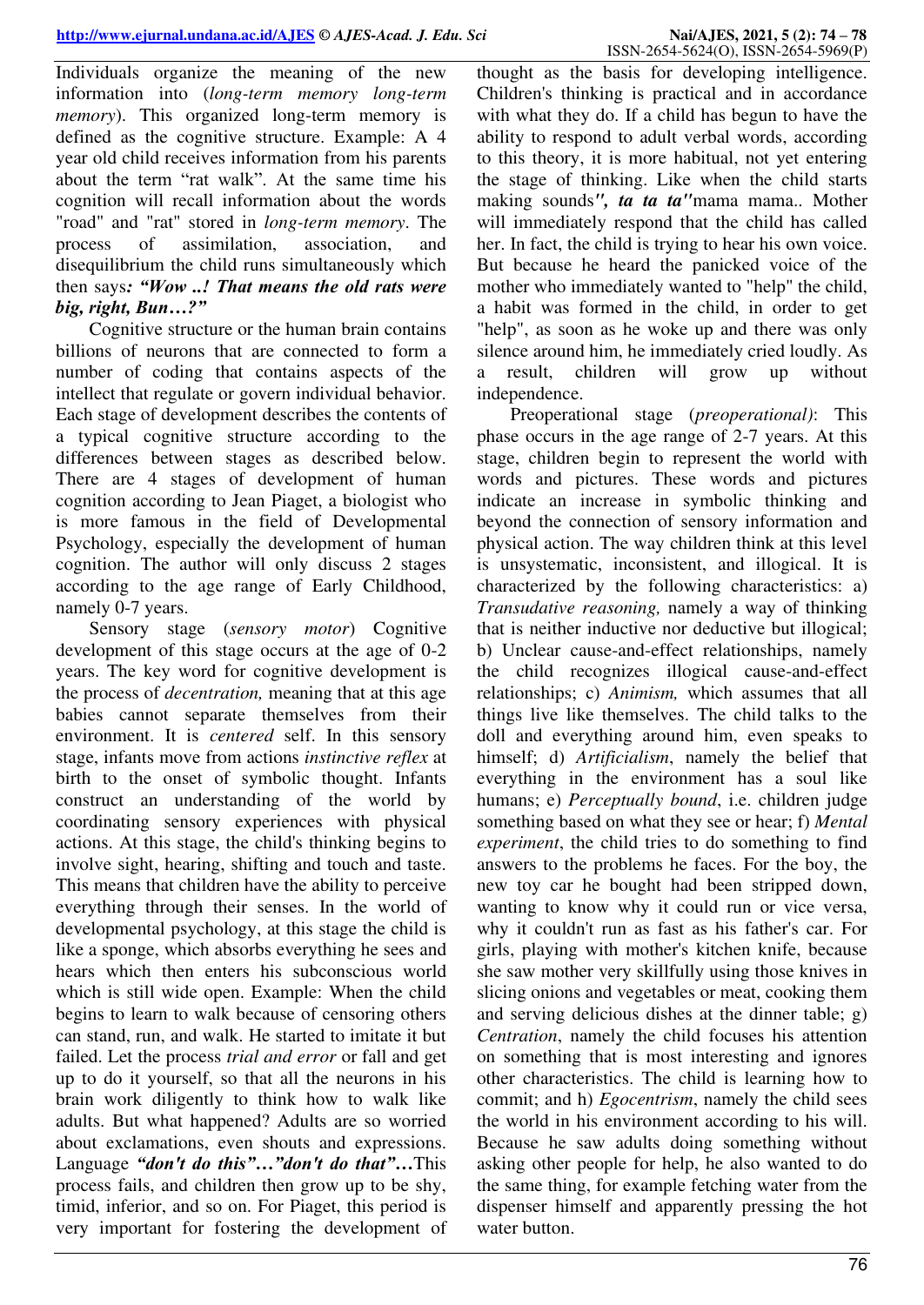Individuals organize the meaning of the new information into (*long-term memory long-term memory*). This organized long-term memory is defined as the cognitive structure. Example: A 4 year old child receives information from his parents about the term "rat walk". At the same time his cognition will recall information about the words "road" and "rat" stored in *long-term memory*. The process of assimilation, association, and disequilibrium the child runs simultaneously which then says***: "Wow ..! That means the old rats were big, right, Bun…?"***

Cognitive structure or the human brain contains billions of neurons that are connected to form a number of coding that contains aspects of the intellect that regulate or govern individual behavior. Each stage of development describes the contents of a typical cognitive structure according to the differences between stages as described below. There are 4 stages of development of human cognition according to Jean Piaget, a biologist who is more famous in the field of Developmental Psychology, especially the development of human cognition. The author will only discuss 2 stages according to the age range of Early Childhood, namely 0-7 years.

Sensory stage (*sensory motor*) Cognitive development of this stage occurs at the age of 0-2 years. The key word for cognitive development is the process of *decentration,* meaning that at this age babies cannot separate themselves from their environment. It is *centered* self. In this sensory stage, infants move from actions *instinctive reflex* at birth to the onset of symbolic thought. Infants construct an understanding of the world by coordinating sensory experiences with physical actions. At this stage, the child's thinking begins to involve sight, hearing, shifting and touch and taste. This means that children have the ability to perceive everything through their senses. In the world of developmental psychology, at this stage the child is like a sponge, which absorbs everything he sees and hears which then enters his subconscious world which is still wide open. Example: When the child begins to learn to walk because of censoring others can stand, run, and walk. He started to imitate it but failed. Let the process *trial and error* or fall and get up to do it yourself, so that all the neurons in his brain work diligently to think how to walk like adults. But what happened? Adults are so worried about exclamations, even shouts and expressions. Language ***"don't do this"…"don't do that"…***This process fails, and children then grow up to be shy, timid, inferior, and so on. For Piaget, this period is very important for fostering the development of thought as the basis for developing intelligence. Children's thinking is practical and in accordance with what they do. If a child has begun to have the ability to respond to adult verbal words, according to this theory, it is more habitual, not yet entering the stage of thinking. Like when the child starts making sounds***", ta ta ta"***mama mama.. Mother will immediately respond that the child has called her. In fact, the child is trying to hear his own voice. But because he heard the panicked voice of the mother who immediately wanted to "help" the child, a habit was formed in the child, in order to get "help", as soon as he woke up and there was only silence around him, he immediately cried loudly. As a result, children will grow up without independence.

Preoperational stage (*preoperational)*: This phase occurs in the age range of 2-7 years. At this stage, children begin to represent the world with words and pictures. These words and pictures indicate an increase in symbolic thinking and beyond the connection of sensory information and physical action. The way children think at this level is unsystematic, inconsistent, and illogical. It is characterized by the following characteristics: a) *Transudative reasoning,* namely a way of thinking that is neither inductive nor deductive but illogical; b) Unclear cause-and-effect relationships, namely the child recognizes illogical cause-and-effect relationships; c) *Animism,* which assumes that all things live like themselves. The child talks to the doll and everything around him, even speaks to himself; d) *Artificialism*, namely the belief that everything in the environment has a soul like humans; e) *Perceptually bound*, i.e. children judge something based on what they see or hear; f) *Mental experiment*, the child tries to do something to find answers to the problems he faces. For the boy, the new toy car he bought had been stripped down, wanting to know why it could run or vice versa, why it couldn't run as fast as his father's car. For girls, playing with mother's kitchen knife, because she saw mother very skillfully using those knives in slicing onions and vegetables or meat, cooking them and serving delicious dishes at the dinner table; g) *Centration*, namely the child focuses his attention on something that is most interesting and ignores other characteristics. The child is learning how to commit; and h) *Egocentrism*, namely the child sees the world in his environment according to his will. Because he saw adults doing something without asking other people for help, he also wanted to do the same thing, for example fetching water from the dispenser himself and apparently pressing the hot water button.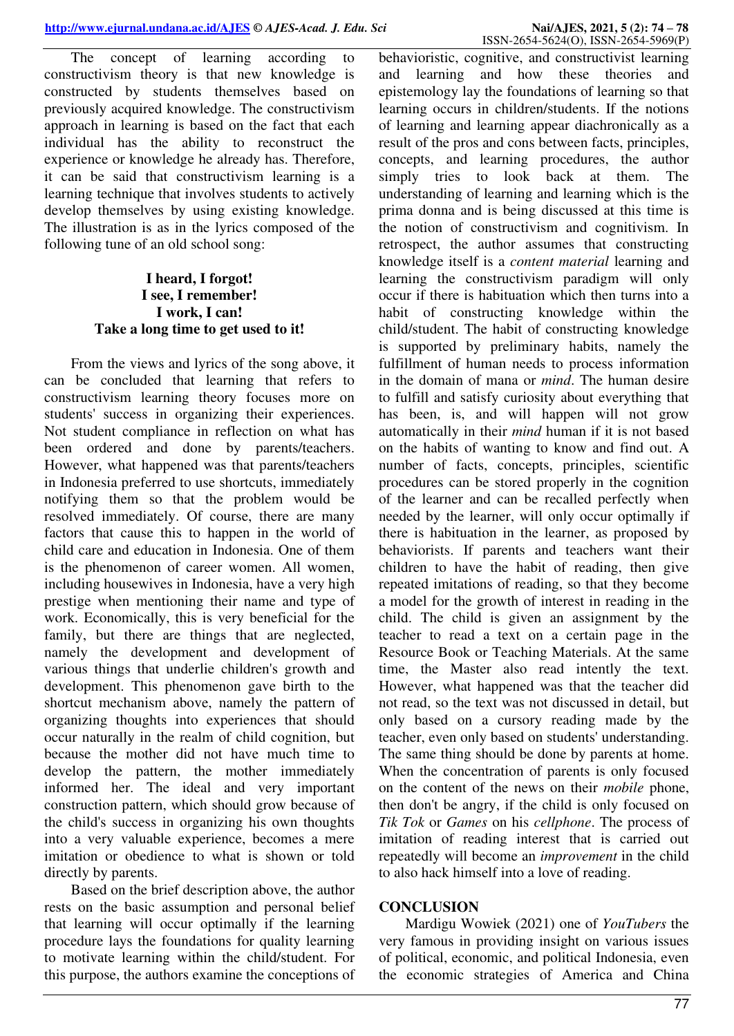The concept of learning according to constructivism theory is that new knowledge is constructed by students themselves based on previously acquired knowledge. The constructivism approach in learning is based on the fact that each individual has the ability to reconstruct the experience or knowledge he already has. Therefore, it can be said that constructivism learning is a learning technique that involves students to actively develop themselves by using existing knowledge. The illustration is as in the lyrics composed of the following tune of an old school song:

**I heard, I forgot!**
**I see, I remember!**
**I work, I can!**
**Take a long time to get used to it!**

From the views and lyrics of the song above, it can be concluded that learning that refers to constructivism learning theory focuses more on students' success in organizing their experiences. Not student compliance in reflection on what has been ordered and done by parents/teachers. However, what happened was that parents/teachers in Indonesia preferred to use shortcuts, immediately notifying them so that the problem would be resolved immediately. Of course, there are many factors that cause this to happen in the world of child care and education in Indonesia. One of them is the phenomenon of career women. All women, including housewives in Indonesia, have a very high prestige when mentioning their name and type of work. Economically, this is very beneficial for the family, but there are things that are neglected, namely the development and development of various things that underlie children's growth and development. This phenomenon gave birth to the shortcut mechanism above, namely the pattern of organizing thoughts into experiences that should occur naturally in the realm of child cognition, but because the mother did not have much time to develop the pattern, the mother immediately informed her. The ideal and very important construction pattern, which should grow because of the child's success in organizing his own thoughts into a very valuable experience, becomes a mere imitation or obedience to what is shown or told directly by parents.

Based on the brief description above, the author rests on the basic assumption and personal belief that learning will occur optimally if the learning procedure lays the foundations for quality learning to motivate learning within the child/student. For this purpose, the authors examine the conceptions of behavioristic, cognitive, and constructivist learning and learning and how these theories and epistemology lay the foundations of learning so that learning occurs in children/students. If the notions of learning and learning appear diachronically as a result of the pros and cons between facts, principles, concepts, and learning procedures, the author simply tries to look back at them. The understanding of learning and learning which is the prima donna and is being discussed at this time is the notion of constructivism and cognitivism. In retrospect, the author assumes that constructing knowledge itself is a *content material* learning and learning the constructivism paradigm will only occur if there is habituation which then turns into a habit of constructing knowledge within the child/student. The habit of constructing knowledge is supported by preliminary habits, namely the fulfillment of human needs to process information in the domain of mana or *mind*. The human desire to fulfill and satisfy curiosity about everything that has been, is, and will happen will not grow automatically in their *mind* human if it is not based on the habits of wanting to know and find out. A number of facts, concepts, principles, scientific procedures can be stored properly in the cognition of the learner and can be recalled perfectly when needed by the learner, will only occur optimally if there is habituation in the learner, as proposed by behaviorists. If parents and teachers want their children to have the habit of reading, then give repeated imitations of reading, so that they become a model for the growth of interest in reading in the child. The child is given an assignment by the teacher to read a text on a certain page in the Resource Book or Teaching Materials. At the same time, the Master also read intently the text. However, what happened was that the teacher did not read, so the text was not discussed in detail, but only based on a cursory reading made by the teacher, even only based on students' understanding. The same thing should be done by parents at home. When the concentration of parents is only focused on the content of the news on their *mobile* phone, then don't be angry, if the child is only focused on *Tik Tok* or *Games* on his *cellphone*. The process of imitation of reading interest that is carried out repeatedly will become an *improvement* in the child to also hack himself into a love of reading.

## CONCLUSION

Mardigu Wowiek (2021) one of *YouTubers* the very famous in providing insight on various issues of political, economic, and political Indonesia, even the economic strategies of America and China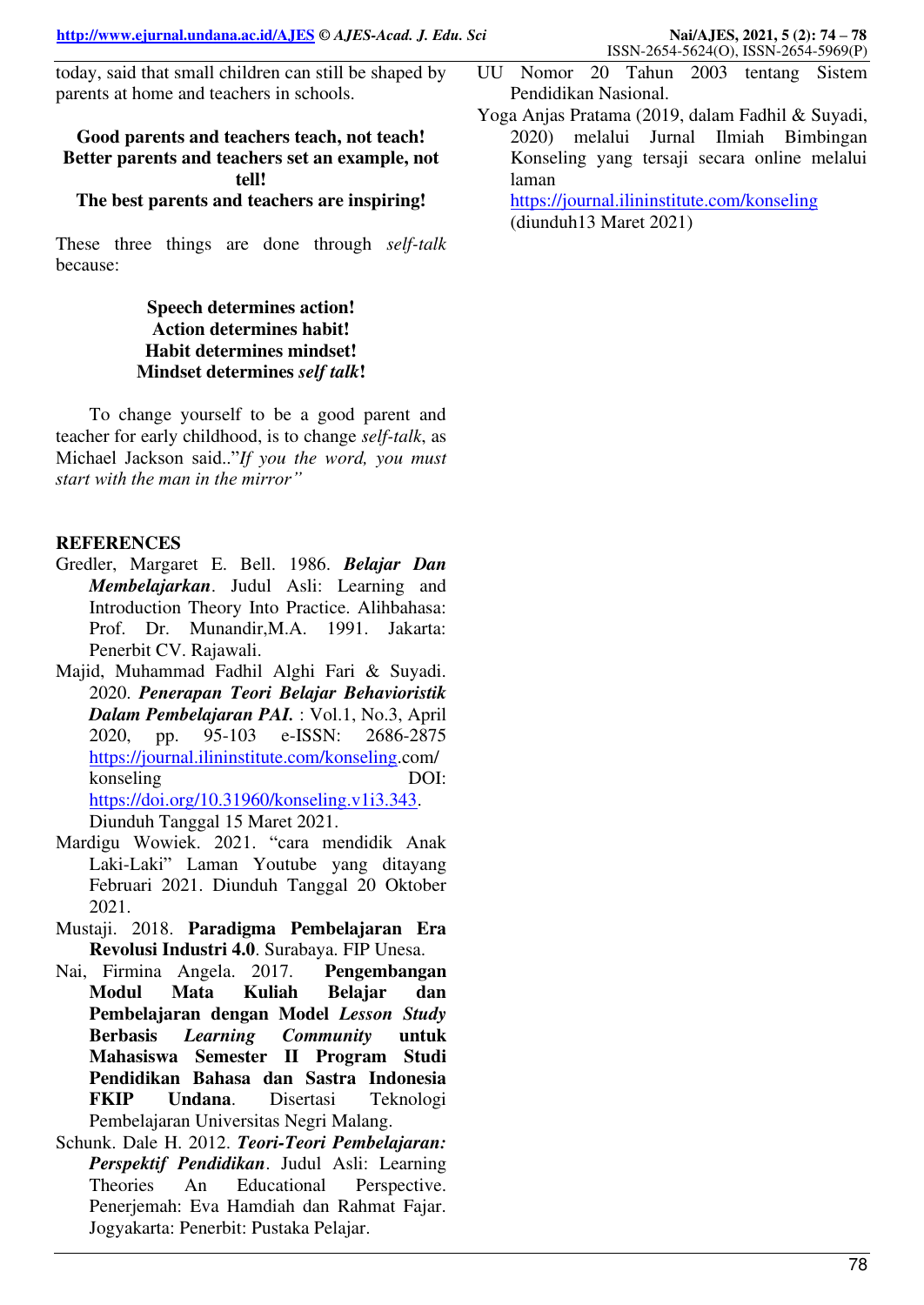today, said that small children can still be shaped by parents at home and teachers in schools.

**Good parents and teachers teach, not teach!**
**Better parents and teachers set an example, not tell!**
**The best parents and teachers are inspiring!**

These three things are done through *self-talk* because:

**Speech determines action!**
**Action determines habit!**
**Habit determines mindset!**
**Mindset determines *self talk*!**

To change yourself to be a good parent and teacher for early childhood, is to change *self-talk*, as Michael Jackson said.."*If you the word, you must start with the man in the mirror"*

## REFERENCES

Gredler, Margaret E. Bell. 1986. ***Belajar Dan Membelajarkan***. Judul Asli: Learning and Introduction Theory Into Practice. Alihbahasa: Prof. Dr. Munandir,M.A. 1991. Jakarta: Penerbit CV. Rajawali.

Majid, Muhammad Fadhil Alghi Fari & Suyadi. 2020. ***Penerapan Teori Belajar Behavioristik Dalam Pembelajaran PAI.*** : Vol.1, No.3, April 2020, pp. 95-103 e-ISSN: 2686-2875 https://journal.ilininstitute.com/konseling.com/konseling DOI: https://doi.org/10.31960/konseling.v1i3.343. Diunduh Tanggal 15 Maret 2021.

Mardigu Wowiek. 2021. "cara mendidik Anak Laki-Laki" Laman Youtube yang ditayang Februari 2021. Diunduh Tanggal 20 Oktober 2021.

Mustaji. 2018. **Paradigma Pembelajaran Era Revolusi Industri 4.0**. Surabaya. FIP Unesa.

Nai, Firmina Angela. 2017. **Pengembangan Modul Mata Kuliah Belajar dan Pembelajaran dengan Model *Lesson Study* Berbasis *Learning Community* untuk Mahasiswa Semester II Program Studi Pendidikan Bahasa dan Sastra Indonesia FKIP Undana**. Disertasi Teknologi Pembelajaran Universitas Negri Malang.

Schunk. Dale H. 2012. ***Teori-Teori Pembelajaran: Perspektif Pendidikan***. Judul Asli: Learning Theories An Educational Perspective. Penerjemah: Eva Hamdiah dan Rahmat Fajar. Jogyakarta: Penerbit: Pustaka Pelajar.

UU Nomor 20 Tahun 2003 tentang Sistem Pendidikan Nasional.

Yoga Anjas Pratama (2019, dalam Fadhil & Suyadi, 2020) melalui Jurnal Ilmiah Bimbingan Konseling yang tersaji secara online melalui laman https://journal.ilininstitute.com/konseling (diunduh13 Maret 2021)